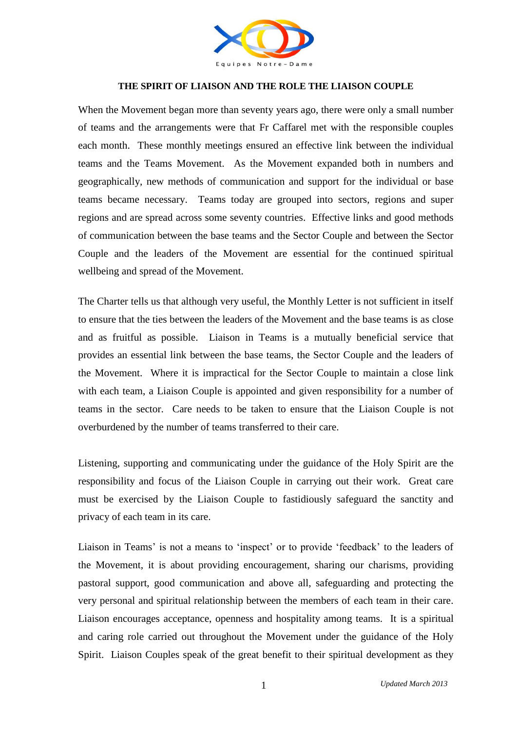Equipes Notre-Dame

# THE SPIRIT OF LIAISON AND THE ROLE THE LIAISON COUPLE

When the Movement began more than seventy years ago, there were only a small number of teams and the arrangements were that Fr Caffarel met with the responsible couples each month. These monthly meetings ensured an effective link between the individual teams and the Teams Movement. As the Movement expanded both in numbers and geographically, new methods of communication and support for the individual or base teams became necessary. Teams today are grouped into sectors, regions and super regions and are spread across some seventy countries. Effective links and good methods of communication between the base teams and the Sector Couple and between the Sector Couple and the leaders of the Movement are essential for the continued spiritual wellbeing and spread of the Movement.

The Charter tells us that although very useful, the Monthly Letter is not sufficient in itself to ensure that the ties between the leaders of the Movement and the base teams is as close and as fruitful as possible. Liaison in Teams is a mutually beneficial service that provides an essential link between the base teams, the Sector Couple and the leaders of the Movement. Where it is impractical for the Sector Couple to maintain a close link with each team, a Liaison Couple is appointed and given responsibility for a number of teams in the sector. Care needs to be taken to ensure that the Liaison Couple is not overburdened by the number of teams transferred to their care.

Listening, supporting and communicating under the guidance of the Holy Spirit are the responsibility and focus of the Liaison Couple in carrying out their work. Great care must be exercised by the Liaison Couple to fastidiously safeguard the sanctity and privacy of each team in its care.

Liaison in Teams' is not a means to 'inspect' or to provide 'feedback' to the leaders of the Movement, it is about providing encouragement, sharing our charisms, providing pastoral support, good communication and above all, safeguarding and protecting the very personal and spiritual relationship between the members of each team in their care. Liaison encourages acceptance, openness and hospitality among teams. It is a spiritual and caring role carried out throughout the Movement under the guidance of the Holy Spirit. Liaison Couples speak of the great benefit to their spiritual development as they

*Updated March 2013*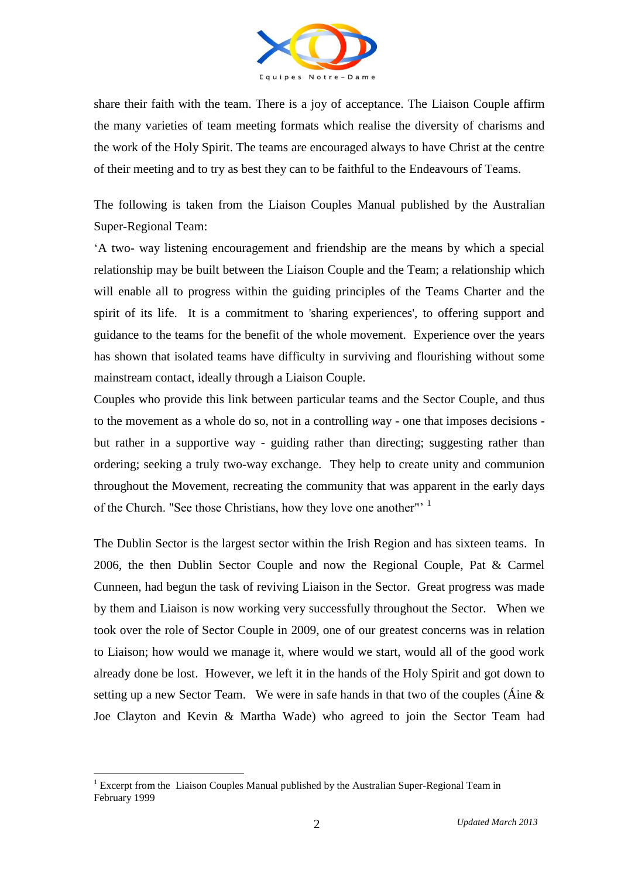share their faith with the team. There is a joy of acceptance. The Liaison Couple affirm the many varieties of team meeting formats which realise the diversity of charisms and the work of the Holy Spirit. The teams are encouraged always to have Christ at the centre of their meeting and to try as best they can to be faithful to the Endeavours of Teams.

The following is taken from the Liaison Couples Manual published by the Australian Super-Regional Team:

'A two- way listening encouragement and friendship are the means by which a special relationship may be built between the Liaison Couple and the Team; a relationship which will enable all to progress within the guiding principles of the Teams Charter and the spirit of its life. It is a commitment to 'sharing experiences', to offering support and guidance to the teams for the benefit of the whole movement. Experience over the years has shown that isolated teams have difficulty in surviving and flourishing without some mainstream contact, ideally through a Liaison Couple.

Couples who provide this link between particular teams and the Sector Couple, and thus to the movement as a whole do so, not in a controlling *way* - one that imposes decisions - but rather in a supportive way - guiding rather than directing; suggesting rather than ordering; seeking a truly two-way exchange. They help to create unity and communion throughout the Movement, recreating the community that was apparent in the early days of the Church. "See those Christians, how they love one another"' [1]

The Dublin Sector is the largest sector within the Irish Region and has sixteen teams. In 2006, the then Dublin Sector Couple and now the Regional Couple, Pat & Carmel Cunneen, had begun the task of reviving Liaison in the Sector. Great progress was made by them and Liaison is now working very successfully throughout the Sector. When we took over the role of Sector Couple in 2009, one of our greatest concerns was in relation to Liaison; how would we manage it, where would we start, would all of the good work already done be lost. However, we left it in the hands of the Holy Spirit and got down to setting up a new Sector Team. We were in safe hands in that two of the couples (Áine & Joe Clayton and Kevin & Martha Wade) who agreed to join the Sector Team had

---

[1] Excerpt from the Liaison Couples Manual published by the Australian Super-Regional Team in February 1999

*Updated March 2013*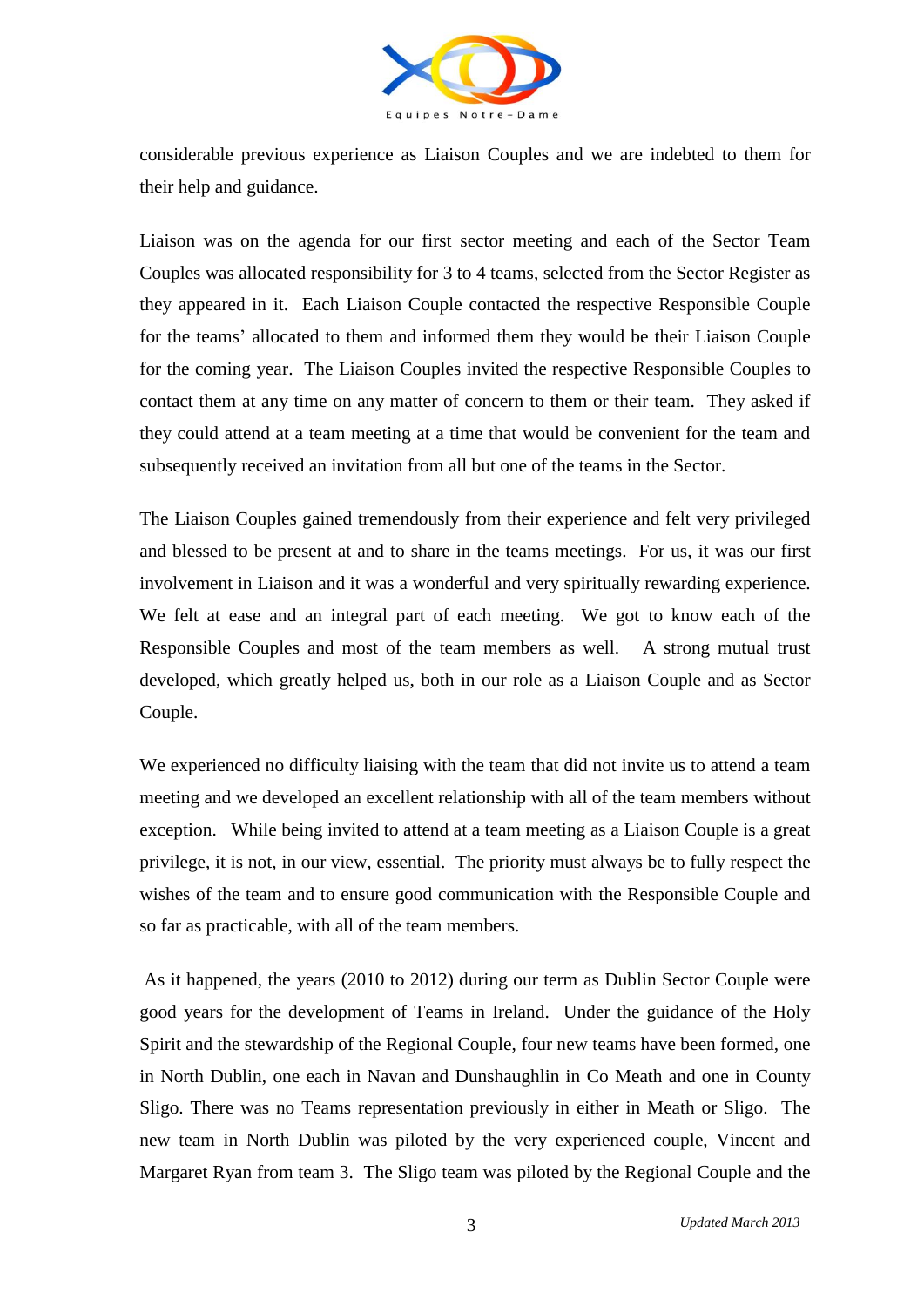considerable previous experience as Liaison Couples and we are indebted to them for their help and guidance.

Liaison was on the agenda for our first sector meeting and each of the Sector Team Couples was allocated responsibility for 3 to 4 teams, selected from the Sector Register as they appeared in it. Each Liaison Couple contacted the respective Responsible Couple for the teams' allocated to them and informed them they would be their Liaison Couple for the coming year. The Liaison Couples invited the respective Responsible Couples to contact them at any time on any matter of concern to them or their team. They asked if they could attend at a team meeting at a time that would be convenient for the team and subsequently received an invitation from all but one of the teams in the Sector.

The Liaison Couples gained tremendously from their experience and felt very privileged and blessed to be present at and to share in the teams meetings. For us, it was our first involvement in Liaison and it was a wonderful and very spiritually rewarding experience. We felt at ease and an integral part of each meeting. We got to know each of the Responsible Couples and most of the team members as well. A strong mutual trust developed, which greatly helped us, both in our role as a Liaison Couple and as Sector Couple.

We experienced no difficulty liaising with the team that did not invite us to attend a team meeting and we developed an excellent relationship with all of the team members without exception. While being invited to attend at a team meeting as a Liaison Couple is a great privilege, it is not, in our view, essential. The priority must always be to fully respect the wishes of the team and to ensure good communication with the Responsible Couple and so far as practicable, with all of the team members.

As it happened, the years (2010 to 2012) during our term as Dublin Sector Couple were good years for the development of Teams in Ireland. Under the guidance of the Holy Spirit and the stewardship of the Regional Couple, four new teams have been formed, one in North Dublin, one each in Navan and Dunshaughlin in Co Meath and one in County Sligo. There was no Teams representation previously in either in Meath or Sligo. The new team in North Dublin was piloted by the very experienced couple, Vincent and Margaret Ryan from team 3. The Sligo team was piloted by the Regional Couple and the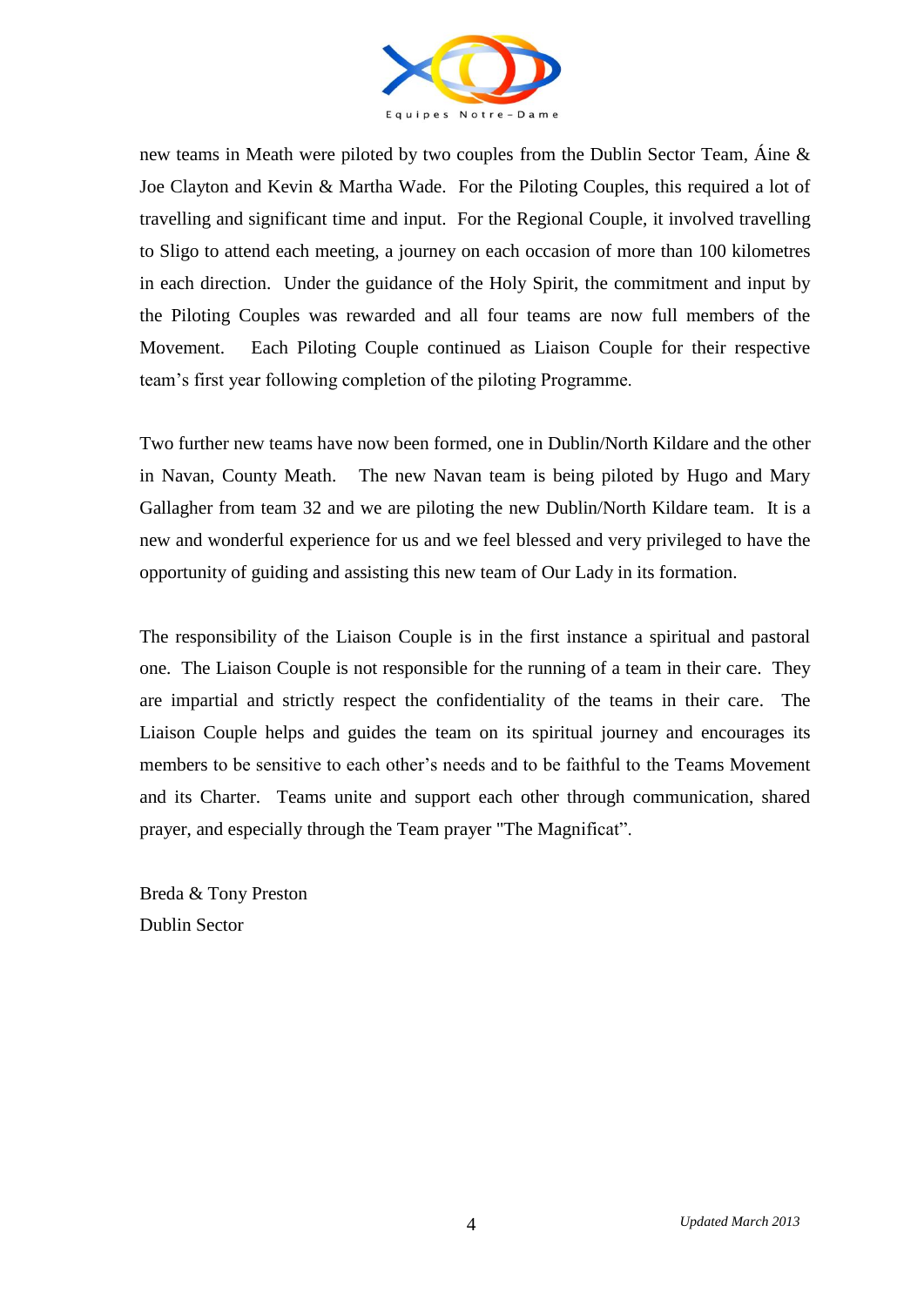new teams in Meath were piloted by two couples from the Dublin Sector Team, Áine & Joe Clayton and Kevin & Martha Wade. For the Piloting Couples, this required a lot of travelling and significant time and input. For the Regional Couple, it involved travelling to Sligo to attend each meeting, a journey on each occasion of more than 100 kilometres in each direction. Under the guidance of the Holy Spirit, the commitment and input by the Piloting Couples was rewarded and all four teams are now full members of the Movement. Each Piloting Couple continued as Liaison Couple for their respective team's first year following completion of the piloting Programme.

Two further new teams have now been formed, one in Dublin/North Kildare and the other in Navan, County Meath. The new Navan team is being piloted by Hugo and Mary Gallagher from team 32 and we are piloting the new Dublin/North Kildare team. It is a new and wonderful experience for us and we feel blessed and very privileged to have the opportunity of guiding and assisting this new team of Our Lady in its formation.

The responsibility of the Liaison Couple is in the first instance a spiritual and pastoral one. The Liaison Couple is not responsible for the running of a team in their care. They are impartial and strictly respect the confidentiality of the teams in their care. The Liaison Couple helps and guides the team on its spiritual journey and encourages its members to be sensitive to each other's needs and to be faithful to the Teams Movement and its Charter. Teams unite and support each other through communication, shared prayer, and especially through the Team prayer "The Magnificat".

Breda & Tony Preston
Dublin Sector